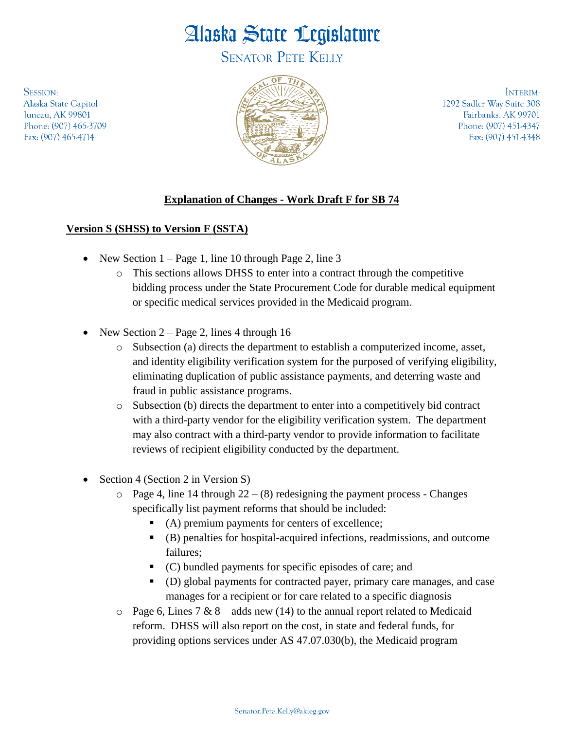# Alaska State Legislature

## SENATOR PETE KELLY

SESSION:
Alaska State Capitol
Juneau, AK 99801
Phone: (907) 465-3709
Fax: (907) 465-4714

INTERIM:
1292 Sadler Way Suite 308
Fairbanks, AK 99701
Phone: (907) 451-4347
Fax: (907) 451-4348

### Explanation of Changes - Work Draft F for SB 74

**Version S (SHSS) to Version F (SSTA)**

- New Section 1 – Page 1, line 10 through Page 2, line 3
  - This sections allows DHSS to enter into a contract through the competitive bidding process under the State Procurement Code for durable medical equipment or specific medical services provided in the Medicaid program.

- New Section 2 – Page 2, lines 4 through 16
  - Subsection (a) directs the department to establish a computerized income, asset, and identity eligibility verification system for the purposed of verifying eligibility, eliminating duplication of public assistance payments, and deterring waste and fraud in public assistance programs.
  - Subsection (b) directs the department to enter into a competitively bid contract with a third-party vendor for the eligibility verification system. The department may also contract with a third-party vendor to provide information to facilitate reviews of recipient eligibility conducted by the department.

- Section 4 (Section 2 in Version S)
  - Page 4, line 14 through 22 – (8) redesigning the payment process - Changes specifically list payment reforms that should be included:
    - (A) premium payments for centers of excellence;
    - (B) penalties for hospital-acquired infections, readmissions, and outcome failures;
    - (C) bundled payments for specific episodes of care; and
    - (D) global payments for contracted payer, primary care manages, and case manages for a recipient or for care related to a specific diagnosis
  - Page 6, Lines 7 & 8 – adds new (14) to the annual report related to Medicaid reform. DHSS will also report on the cost, in state and federal funds, for providing options services under AS 47.07.030(b), the Medicaid program

Senator.Pete.Kelly@akleg.gov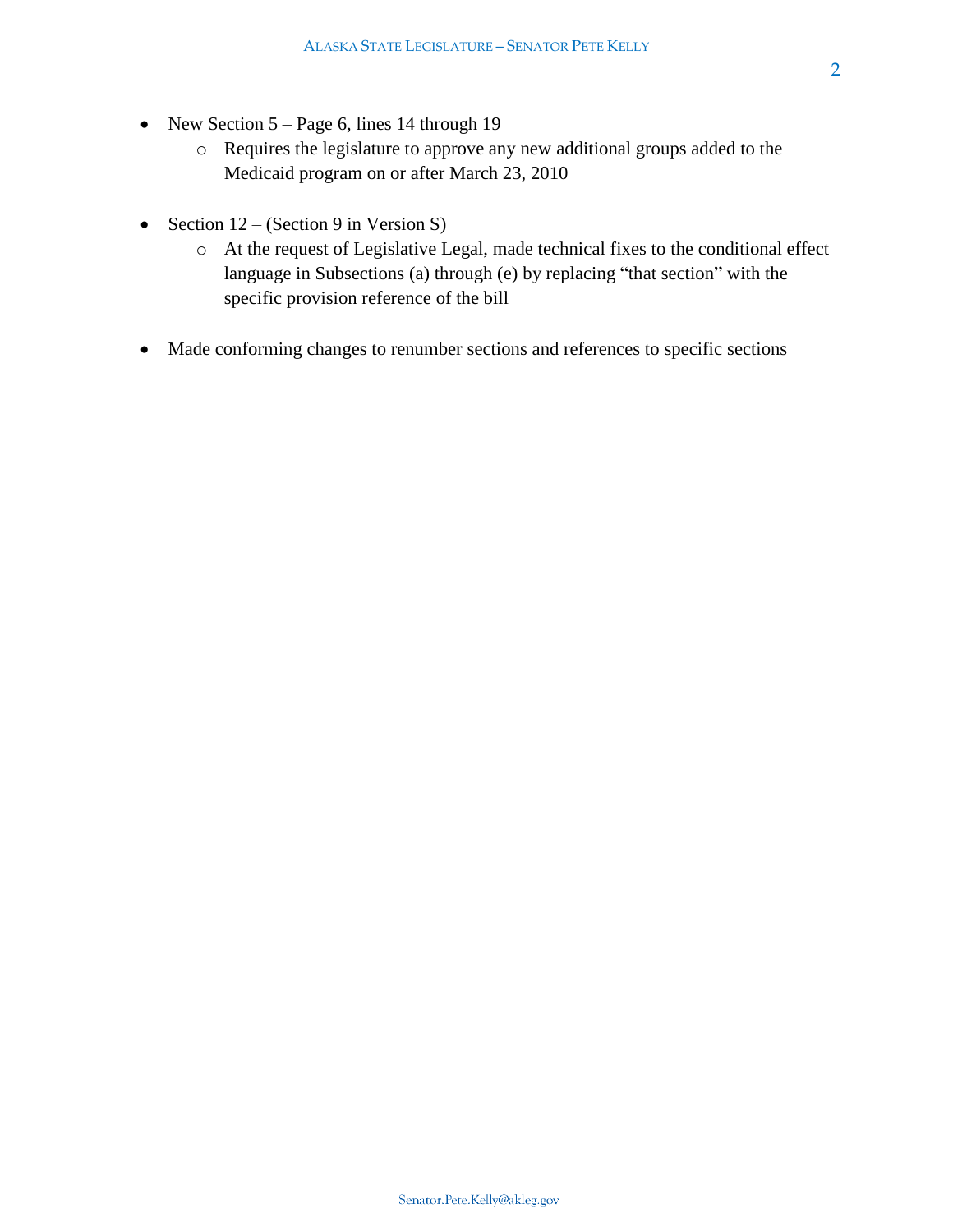- New Section 5 – Page 6, lines 14 through 19
  - Requires the legislature to approve any new additional groups added to the Medicaid program on or after March 23, 2010

- Section 12 – (Section 9 in Version S)
  - At the request of Legislative Legal, made technical fixes to the conditional effect language in Subsections (a) through (e) by replacing "that section" with the specific provision reference of the bill

- Made conforming changes to renumber sections and references to specific sections